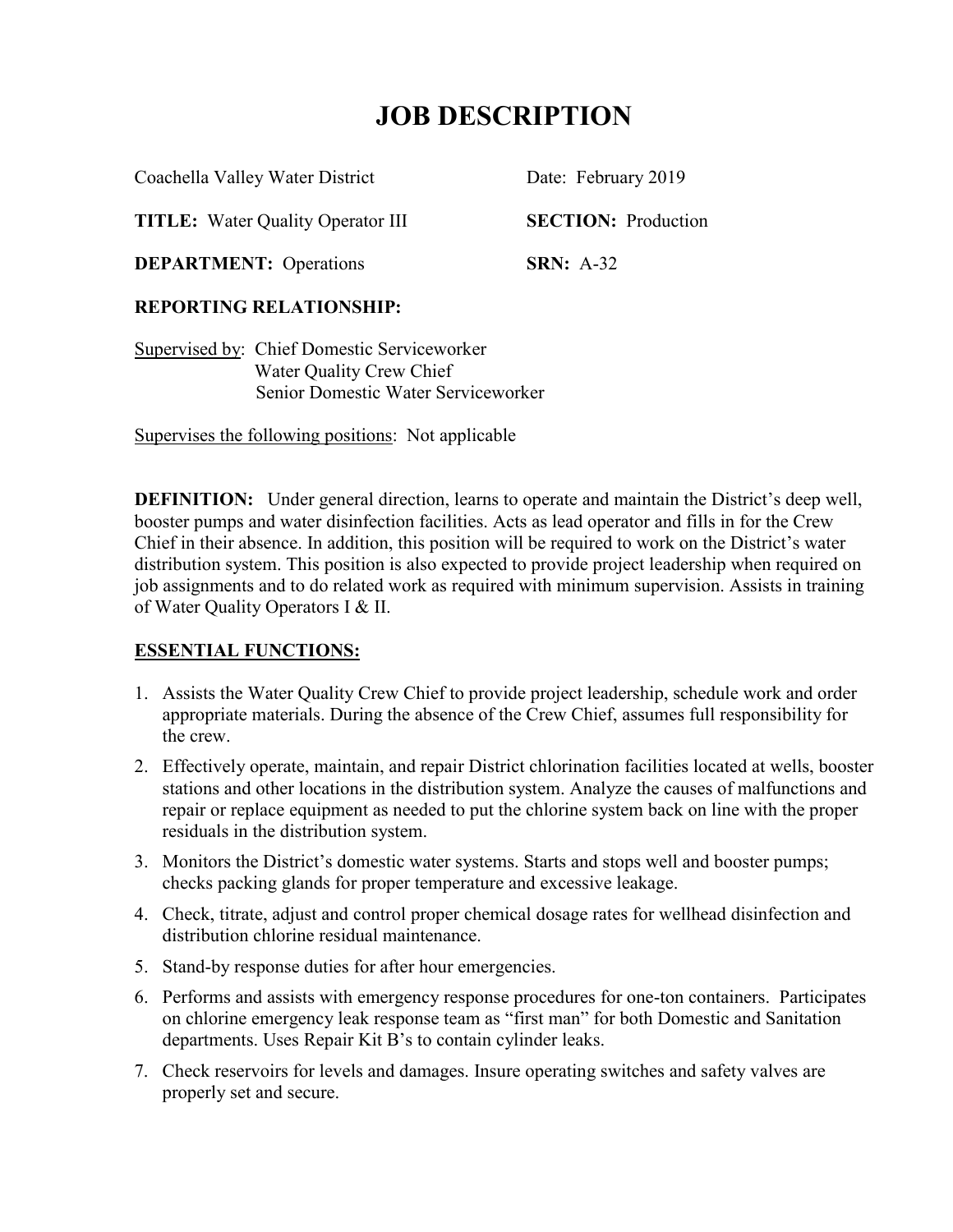# JOB DESCRIPTION

Coachella Valley Water District — Date: February 2019

**TITLE:** Water Quality Operator III — **SECTION:** Production

**DEPARTMENT:** Operations — **SRN:** A-32

**REPORTING RELATIONSHIP:**

Supervised by: Chief Domestic Serviceworker
Water Quality Crew Chief
Senior Domestic Water Serviceworker

Supervises the following positions: Not applicable

**DEFINITION:** Under general direction, learns to operate and maintain the District's deep well, booster pumps and water disinfection facilities. Acts as lead operator and fills in for the Crew Chief in their absence. In addition, this position will be required to work on the District's water distribution system. This position is also expected to provide project leadership when required on job assignments and to do related work as required with minimum supervision. Assists in training of Water Quality Operators I & II.

## ESSENTIAL FUNCTIONS:

1. Assists the Water Quality Crew Chief to provide project leadership, schedule work and order appropriate materials. During the absence of the Crew Chief, assumes full responsibility for the crew.
2. Effectively operate, maintain, and repair District chlorination facilities located at wells, booster stations and other locations in the distribution system. Analyze the causes of malfunctions and repair or replace equipment as needed to put the chlorine system back on line with the proper residuals in the distribution system.
3. Monitors the District's domestic water systems. Starts and stops well and booster pumps; checks packing glands for proper temperature and excessive leakage.
4. Check, titrate, adjust and control proper chemical dosage rates for wellhead disinfection and distribution chlorine residual maintenance.
5. Stand-by response duties for after hour emergencies.
6. Performs and assists with emergency response procedures for one-ton containers. Participates on chlorine emergency leak response team as "first man" for both Domestic and Sanitation departments. Uses Repair Kit B's to contain cylinder leaks.
7. Check reservoirs for levels and damages. Insure operating switches and safety valves are properly set and secure.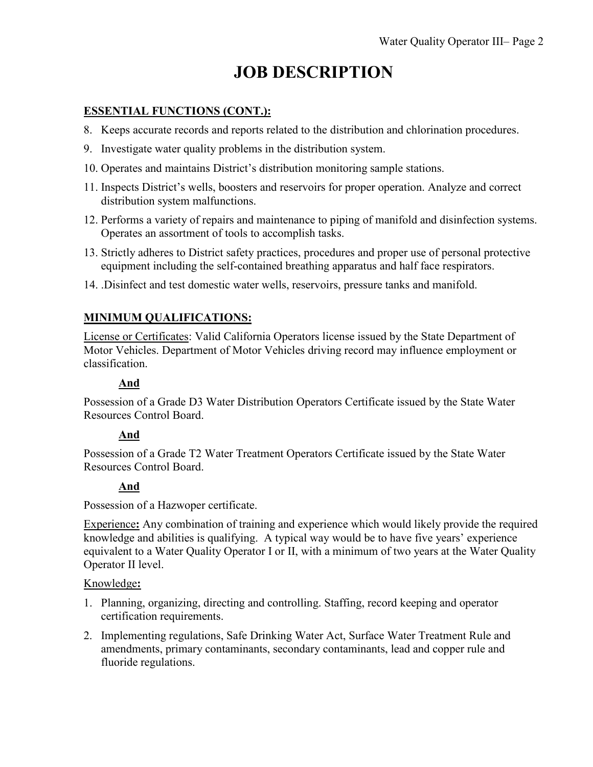# JOB DESCRIPTION

**ESSENTIAL FUNCTIONS (CONT.):**

8. Keeps accurate records and reports related to the distribution and chlorination procedures.
9. Investigate water quality problems in the distribution system.
10. Operates and maintains District's distribution monitoring sample stations.
11. Inspects District's wells, boosters and reservoirs for proper operation. Analyze and correct distribution system malfunctions.
12. Performs a variety of repairs and maintenance to piping of manifold and disinfection systems. Operates an assortment of tools to accomplish tasks.
13. Strictly adheres to District safety practices, procedures and proper use of personal protective equipment including the self-contained breathing apparatus and half face respirators.
14. .Disinfect and test domestic water wells, reservoirs, pressure tanks and manifold.

**MINIMUM QUALIFICATIONS:**

License or Certificates: Valid California Operators license issued by the State Department of Motor Vehicles. Department of Motor Vehicles driving record may influence employment or classification.

**And**

Possession of a Grade D3 Water Distribution Operators Certificate issued by the State Water Resources Control Board.

**And**

Possession of a Grade T2 Water Treatment Operators Certificate issued by the State Water Resources Control Board.

**And**

Possession of a Hazwoper certificate.

Experience**:** Any combination of training and experience which would likely provide the required knowledge and abilities is qualifying. A typical way would be to have five years' experience equivalent to a Water Quality Operator I or II, with a minimum of two years at the Water Quality Operator II level.

Knowledge**:**

1. Planning, organizing, directing and controlling. Staffing, record keeping and operator certification requirements.
2. Implementing regulations, Safe Drinking Water Act, Surface Water Treatment Rule and amendments, primary contaminants, secondary contaminants, lead and copper rule and fluoride regulations.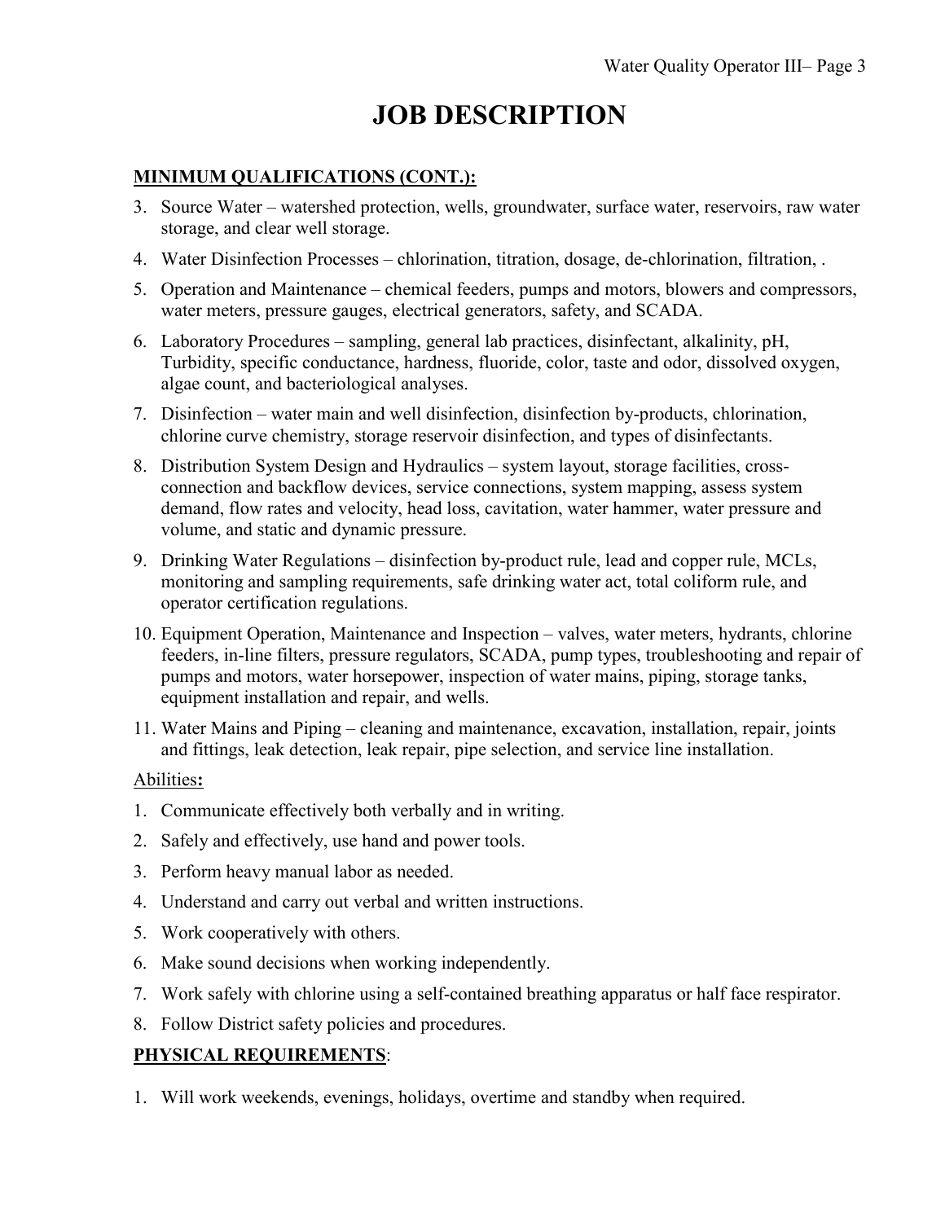# JOB DESCRIPTION

**MINIMUM QUALIFICATIONS (CONT.):**

3. Source Water – watershed protection, wells, groundwater, surface water, reservoirs, raw water storage, and clear well storage.
4. Water Disinfection Processes – chlorination, titration, dosage, de-chlorination, filtration, .
5. Operation and Maintenance – chemical feeders, pumps and motors, blowers and compressors, water meters, pressure gauges, electrical generators, safety, and SCADA.
6. Laboratory Procedures – sampling, general lab practices, disinfectant, alkalinity, pH, Turbidity, specific conductance, hardness, fluoride, color, taste and odor, dissolved oxygen, algae count, and bacteriological analyses.
7. Disinfection – water main and well disinfection, disinfection by-products, chlorination, chlorine curve chemistry, storage reservoir disinfection, and types of disinfectants.
8. Distribution System Design and Hydraulics – system layout, storage facilities, cross-connection and backflow devices, service connections, system mapping, assess system demand, flow rates and velocity, head loss, cavitation, water hammer, water pressure and volume, and static and dynamic pressure.
9. Drinking Water Regulations – disinfection by-product rule, lead and copper rule, MCLs, monitoring and sampling requirements, safe drinking water act, total coliform rule, and operator certification regulations.
10. Equipment Operation, Maintenance and Inspection – valves, water meters, hydrants, chlorine feeders, in-line filters, pressure regulators, SCADA, pump types, troubleshooting and repair of pumps and motors, water horsepower, inspection of water mains, piping, storage tanks, equipment installation and repair, and wells.
11. Water Mains and Piping – cleaning and maintenance, excavation, installation, repair, joints and fittings, leak detection, leak repair, pipe selection, and service line installation.

Abilities**:**

1. Communicate effectively both verbally and in writing.
2. Safely and effectively, use hand and power tools.
3. Perform heavy manual labor as needed.
4. Understand and carry out verbal and written instructions.
5. Work cooperatively with others.
6. Make sound decisions when working independently.
7. Work safely with chlorine using a self-contained breathing apparatus or half face respirator.
8. Follow District safety policies and procedures.

**PHYSICAL REQUIREMENTS**:

1. Will work weekends, evenings, holidays, overtime and standby when required.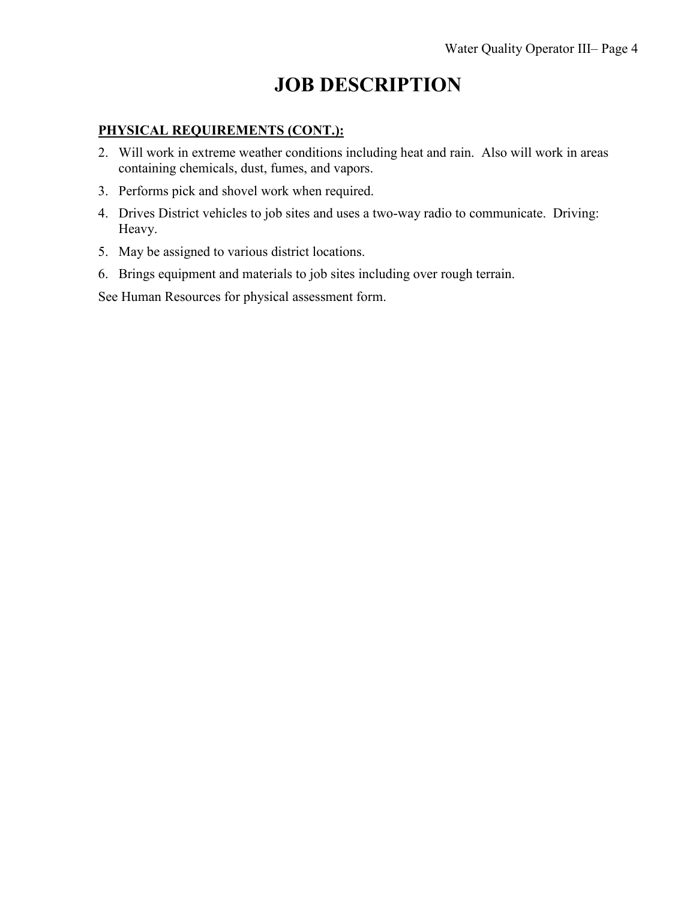# JOB DESCRIPTION

**PHYSICAL REQUIREMENTS (CONT.):**

2. Will work in extreme weather conditions including heat and rain. Also will work in areas containing chemicals, dust, fumes, and vapors.
3. Performs pick and shovel work when required.
4. Drives District vehicles to job sites and uses a two-way radio to communicate. Driving: Heavy.
5. May be assigned to various district locations.
6. Brings equipment and materials to job sites including over rough terrain.

See Human Resources for physical assessment form.